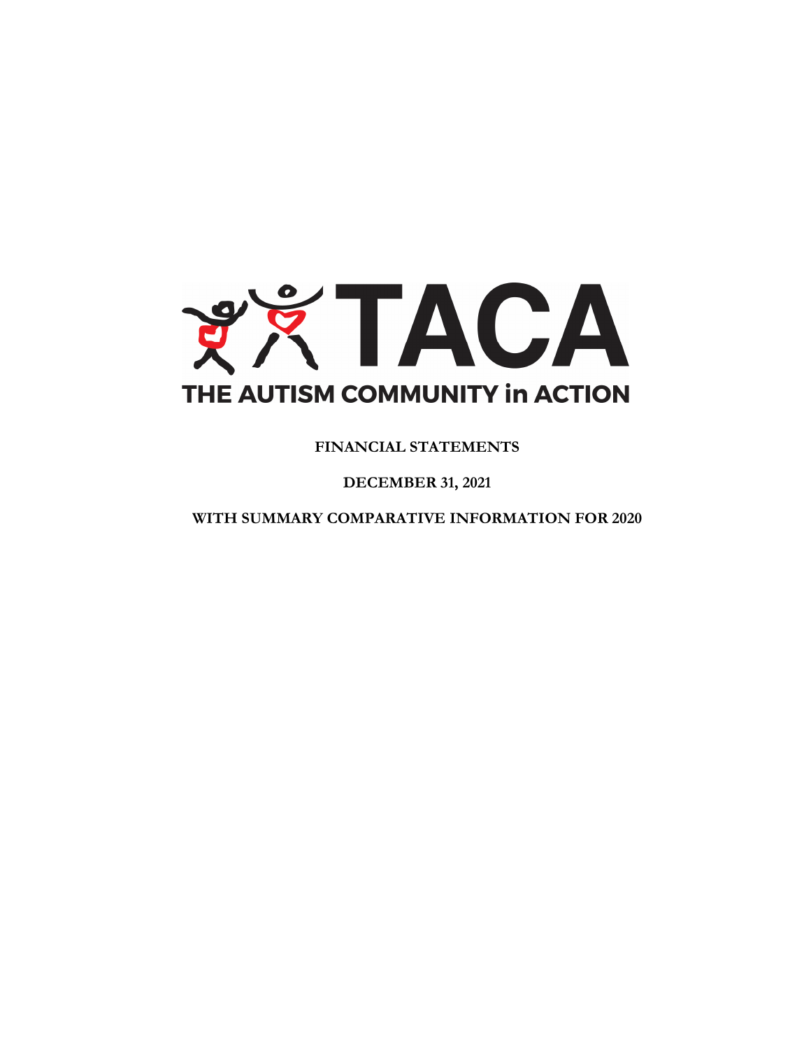# TACA

## THE AUTISM COMMUNITY in ACTION

**FINANCIAL STATEMENTS**

**DECEMBER 31, 2021**

**WITH SUMMARY COMPARATIVE INFORMATION FOR 2020**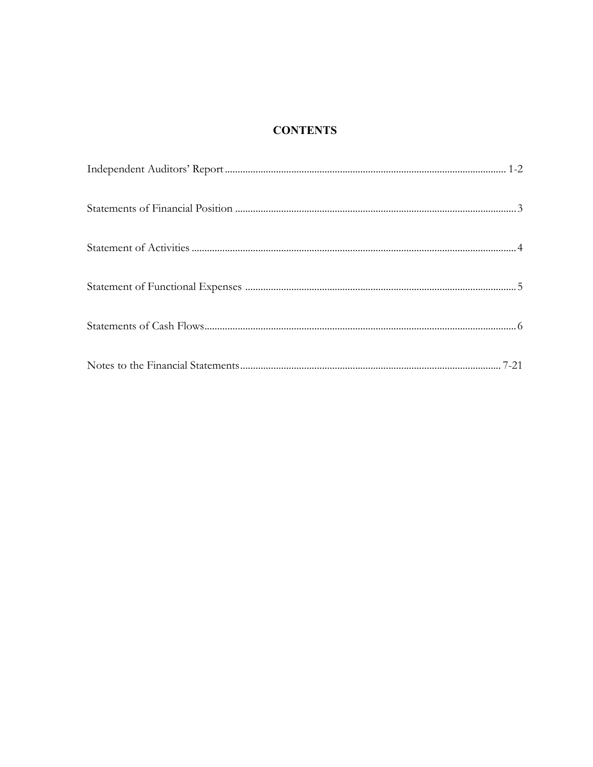# CONTENTS

| | |
|---|---|
| Independent Auditors' Report | 1-2 |
| Statements of Financial Position | 3 |
| Statement of Activities | 4 |
| Statement of Functional Expenses | 5 |
| Statements of Cash Flows | 6 |
| Notes to the Financial Statements | 7-21 |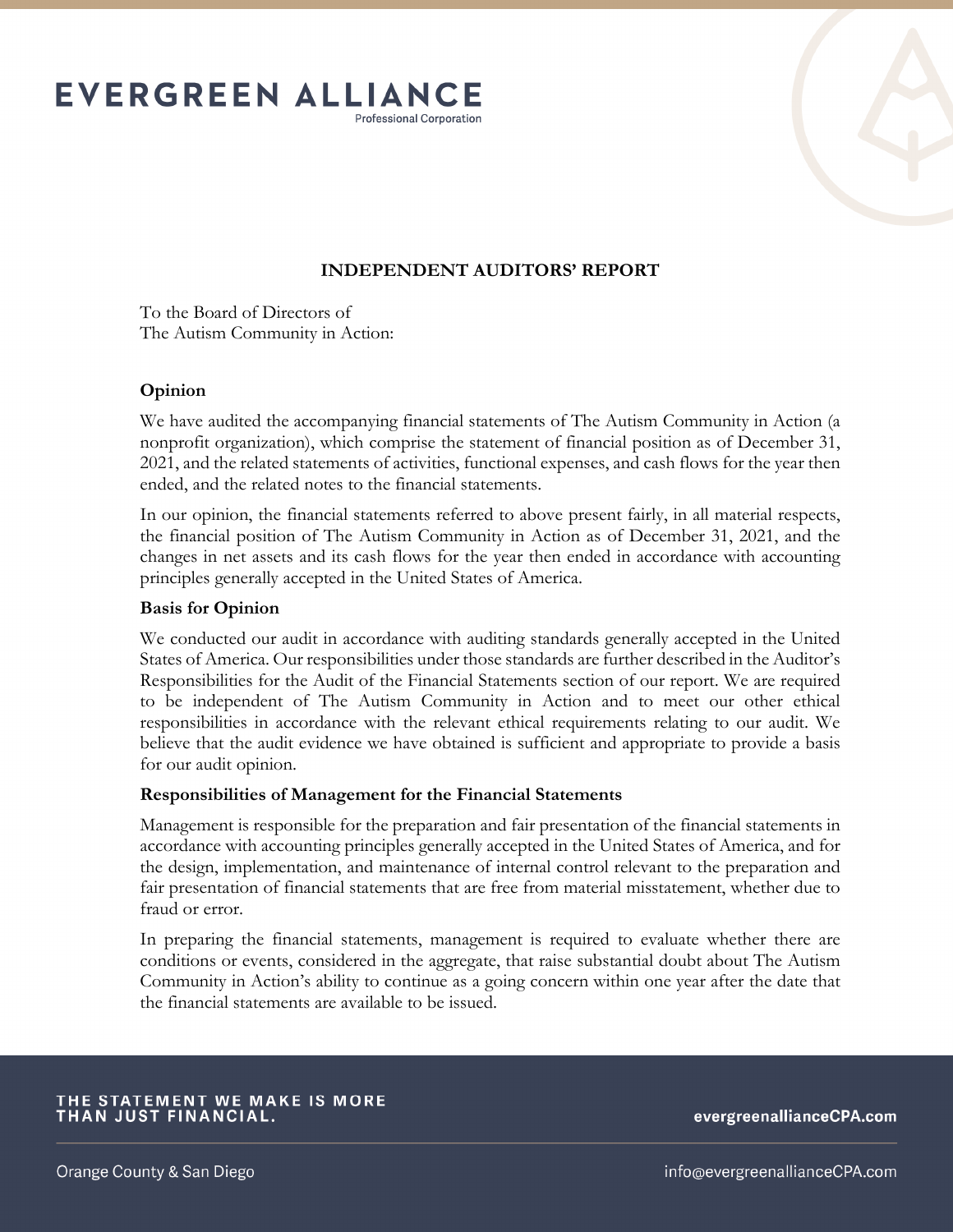# EVERGREEN ALLIANCE

Professional Corporation

## INDEPENDENT AUDITORS' REPORT

To the Board of Directors of
The Autism Community in Action:

**Opinion**

We have audited the accompanying financial statements of The Autism Community in Action (a nonprofit organization), which comprise the statement of financial position as of December 31, 2021, and the related statements of activities, functional expenses, and cash flows for the year then ended, and the related notes to the financial statements.

In our opinion, the financial statements referred to above present fairly, in all material respects, the financial position of The Autism Community in Action as of December 31, 2021, and the changes in net assets and its cash flows for the year then ended in accordance with accounting principles generally accepted in the United States of America.

**Basis for Opinion**

We conducted our audit in accordance with auditing standards generally accepted in the United States of America. Our responsibilities under those standards are further described in the Auditor's Responsibilities for the Audit of the Financial Statements section of our report. We are required to be independent of The Autism Community in Action and to meet our other ethical responsibilities in accordance with the relevant ethical requirements relating to our audit. We believe that the audit evidence we have obtained is sufficient and appropriate to provide a basis for our audit opinion.

**Responsibilities of Management for the Financial Statements**

Management is responsible for the preparation and fair presentation of the financial statements in accordance with accounting principles generally accepted in the United States of America, and for the design, implementation, and maintenance of internal control relevant to the preparation and fair presentation of financial statements that are free from material misstatement, whether due to fraud or error.

In preparing the financial statements, management is required to evaluate whether there are conditions or events, considered in the aggregate, that raise substantial doubt about The Autism Community in Action's ability to continue as a going concern within one year after the date that the financial statements are available to be issued.

THE STATEMENT WE MAKE IS MORE THAN JUST FINANCIAL.

evergreenallianceCPA.com

Orange County & San Diego

info@evergreenallianceCPA.com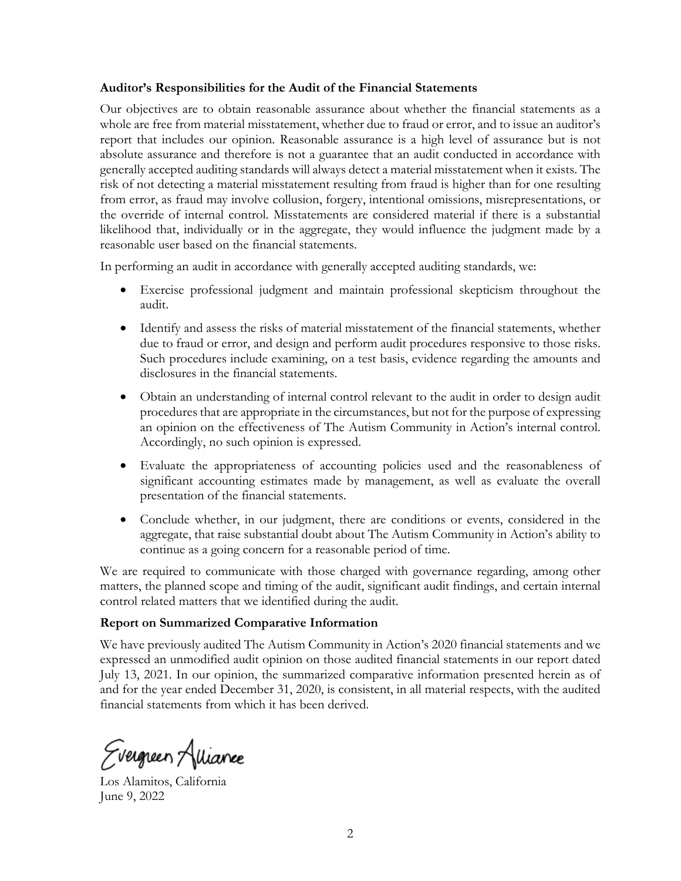**Auditor's Responsibilities for the Audit of the Financial Statements**

Our objectives are to obtain reasonable assurance about whether the financial statements as a whole are free from material misstatement, whether due to fraud or error, and to issue an auditor's report that includes our opinion. Reasonable assurance is a high level of assurance but is not absolute assurance and therefore is not a guarantee that an audit conducted in accordance with generally accepted auditing standards will always detect a material misstatement when it exists. The risk of not detecting a material misstatement resulting from fraud is higher than for one resulting from error, as fraud may involve collusion, forgery, intentional omissions, misrepresentations, or the override of internal control. Misstatements are considered material if there is a substantial likelihood that, individually or in the aggregate, they would influence the judgment made by a reasonable user based on the financial statements.

In performing an audit in accordance with generally accepted auditing standards, we:

- Exercise professional judgment and maintain professional skepticism throughout the audit.
- Identify and assess the risks of material misstatement of the financial statements, whether due to fraud or error, and design and perform audit procedures responsive to those risks. Such procedures include examining, on a test basis, evidence regarding the amounts and disclosures in the financial statements.
- Obtain an understanding of internal control relevant to the audit in order to design audit procedures that are appropriate in the circumstances, but not for the purpose of expressing an opinion on the effectiveness of The Autism Community in Action's internal control. Accordingly, no such opinion is expressed.
- Evaluate the appropriateness of accounting policies used and the reasonableness of significant accounting estimates made by management, as well as evaluate the overall presentation of the financial statements.
- Conclude whether, in our judgment, there are conditions or events, considered in the aggregate, that raise substantial doubt about The Autism Community in Action's ability to continue as a going concern for a reasonable period of time.

We are required to communicate with those charged with governance regarding, among other matters, the planned scope and timing of the audit, significant audit findings, and certain internal control related matters that we identified during the audit.

**Report on Summarized Comparative Information**

We have previously audited The Autism Community in Action's 2020 financial statements and we expressed an unmodified audit opinion on those audited financial statements in our report dated July 13, 2021. In our opinion, the summarized comparative information presented herein as of and for the year ended December 31, 2020, is consistent, in all material respects, with the audited financial statements from which it has been derived.

Evergreen Alliance

Los Alamitos, California
June 9, 2022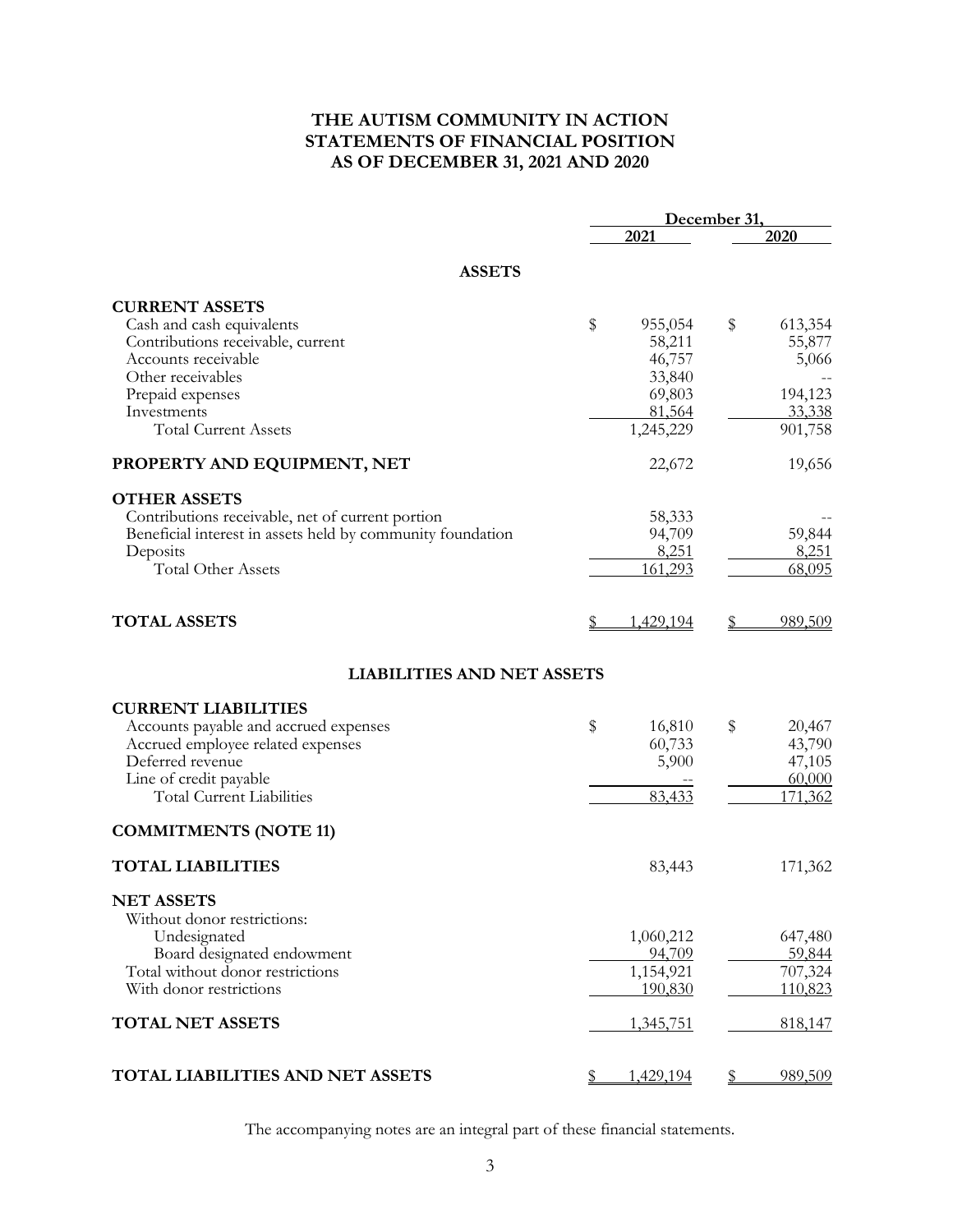# THE AUTISM COMMUNITY IN ACTION
# STATEMENTS OF FINANCIAL POSITION
# AS OF DECEMBER 31, 2021 AND 2020

| | December 31, 2021 | December 31, 2020 |
|---|---|---|
| **ASSETS** | | |
| **CURRENT ASSETS** | | |
| Cash and cash equivalents | $ 955,054 | $ 613,354 |
| Contributions receivable, current | 58,211 | 55,877 |
| Accounts receivable | 46,757 | 5,066 |
| Other receivables | 33,840 | -- |
| Prepaid expenses | 69,803 | 194,123 |
| Investments | 81,564 | 33,338 |
| Total Current Assets | 1,245,229 | 901,758 |
| **PROPERTY AND EQUIPMENT, NET** | 22,672 | 19,656 |
| **OTHER ASSETS** | | |
| Contributions receivable, net of current portion | 58,333 | -- |
| Beneficial interest in assets held by community foundation | 94,709 | 59,844 |
| Deposits | 8,251 | 8,251 |
| Total Other Assets | 161,293 | 68,095 |
| **TOTAL ASSETS** | $ 1,429,194 | $ 989,509 |
| **LIABILITIES AND NET ASSETS** | | |
| **CURRENT LIABILITIES** | | |
| Accounts payable and accrued expenses | $ 16,810 | $ 20,467 |
| Accrued employee related expenses | 60,733 | 43,790 |
| Deferred revenue | 5,900 | 47,105 |
| Line of credit payable | -- | 60,000 |
| Total Current Liabilities | 83,433 | 171,362 |
| **COMMITMENTS (NOTE 11)** | | |
| **TOTAL LIABILITIES** | 83,443 | 171,362 |
| **NET ASSETS** | | |
| Without donor restrictions: | | |
| Undesignated | 1,060,212 | 647,480 |
| Board designated endowment | 94,709 | 59,844 |
| Total without donor restrictions | 1,154,921 | 707,324 |
| With donor restrictions | 190,830 | 110,823 |
| **TOTAL NET ASSETS** | 1,345,751 | 818,147 |
| **TOTAL LIABILITIES AND NET ASSETS** | $ 1,429,194 | $ 989,509 |

The accompanying notes are an integral part of these financial statements.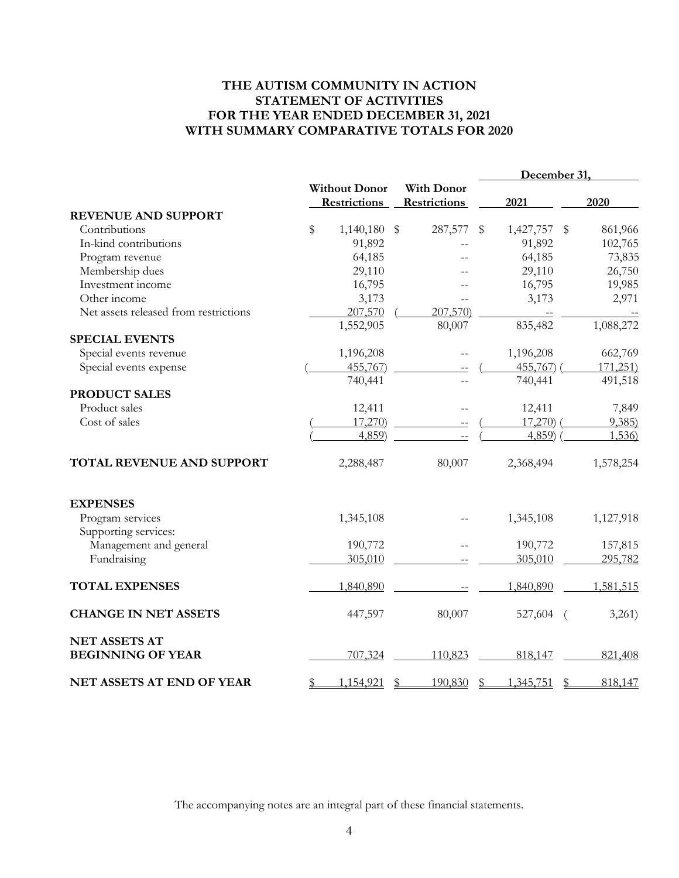# THE AUTISM COMMUNITY IN ACTION
# STATEMENT OF ACTIVITIES
# FOR THE YEAR ENDED DECEMBER 31, 2021
# WITH SUMMARY COMPARATIVE TOTALS FOR 2020

| | Without Donor Restrictions | With Donor Restrictions | December 31, 2021 | December 31, 2020 |
|---|---|---|---|---|
| **REVENUE AND SUPPORT** | | | | |
| Contributions | $ 1,140,180 | $ 287,577 | $ 1,427,757 | $ 861,966 |
| In-kind contributions | 91,892 | -- | 91,892 | 102,765 |
| Program revenue | 64,185 | -- | 64,185 | 73,835 |
| Membership dues | 29,110 | -- | 29,110 | 26,750 |
| Investment income | 16,795 | -- | 16,795 | 19,985 |
| Other income | 3,173 | -- | 3,173 | 2,971 |
| Net assets released from restrictions | 207,570 | (207,570) | -- | -- |
| | 1,552,905 | 80,007 | 835,482 | 1,088,272 |
| **SPECIAL EVENTS** | | | | |
| Special events revenue | 1,196,208 | -- | 1,196,208 | 662,769 |
| Special events expense | (455,767) | -- | (455,767) | (171,251) |
| | 740,441 | -- | 740,441 | 491,518 |
| **PRODUCT SALES** | | | | |
| Product sales | 12,411 | -- | 12,411 | 7,849 |
| Cost of sales | (17,270) | -- | (17,270) | (9,385) |
| | (4,859) | -- | (4,859) | (1,536) |
| **TOTAL REVENUE AND SUPPORT** | 2,288,487 | 80,007 | 2,368,494 | 1,578,254 |
| **EXPENSES** | | | | |
| Program services | 1,345,108 | -- | 1,345,108 | 1,127,918 |
| Supporting services: | | | | |
| Management and general | 190,772 | -- | 190,772 | 157,815 |
| Fundraising | 305,010 | -- | 305,010 | 295,782 |
| **TOTAL EXPENSES** | 1,840,890 | -- | 1,840,890 | 1,581,515 |
| **CHANGE IN NET ASSETS** | 447,597 | 80,007 | 527,604 | (3,261) |
| **NET ASSETS AT BEGINNING OF YEAR** | 707,324 | 110,823 | 818,147 | 821,408 |
| **NET ASSETS AT END OF YEAR** | $ 1,154,921 | $ 190,830 | $ 1,345,751 | $ 818,147 |

The accompanying notes are an integral part of these financial statements.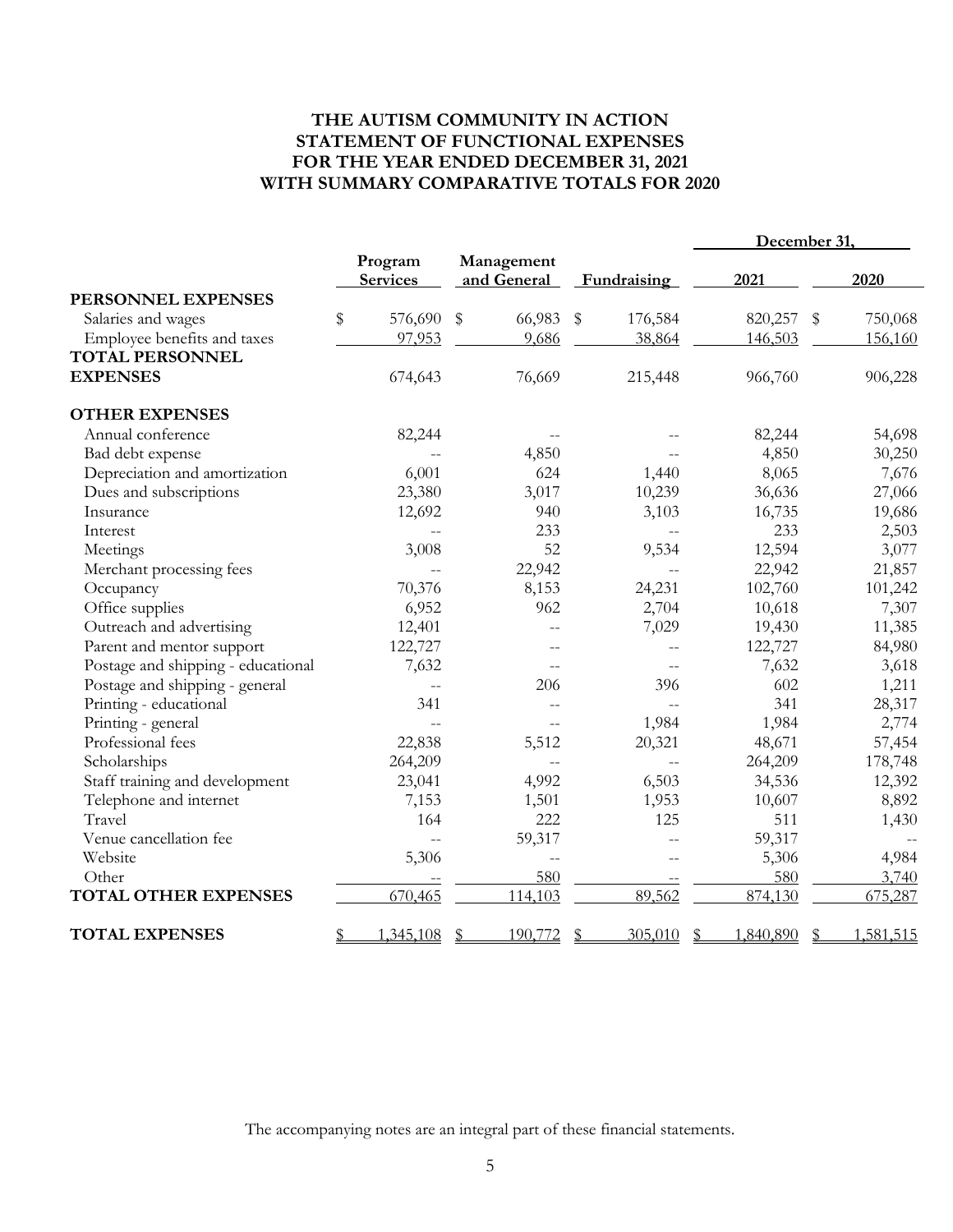# THE AUTISM COMMUNITY IN ACTION
# STATEMENT OF FUNCTIONAL EXPENSES
# FOR THE YEAR ENDED DECEMBER 31, 2021
# WITH SUMMARY COMPARATIVE TOTALS FOR 2020

| | Program Services | Management and General | Fundraising | December 31, 2021 | December 31, 2020 |
|---|---|---|---|---|---|
| **PERSONNEL EXPENSES** | | | | | |
| Salaries and wages | $ 576,690 | $ 66,983 | $ 176,584 | 820,257 | $ 750,068 |
| Employee benefits and taxes | 97,953 | 9,686 | 38,864 | 146,503 | 156,160 |
| **TOTAL PERSONNEL EXPENSES** | 674,643 | 76,669 | 215,448 | 966,760 | 906,228 |
| **OTHER EXPENSES** | | | | | |
| Annual conference | 82,244 | -- | -- | 82,244 | 54,698 |
| Bad debt expense | -- | 4,850 | -- | 4,850 | 30,250 |
| Depreciation and amortization | 6,001 | 624 | 1,440 | 8,065 | 7,676 |
| Dues and subscriptions | 23,380 | 3,017 | 10,239 | 36,636 | 27,066 |
| Insurance | 12,692 | 940 | 3,103 | 16,735 | 19,686 |
| Interest | -- | 233 | -- | 233 | 2,503 |
| Meetings | 3,008 | 52 | 9,534 | 12,594 | 3,077 |
| Merchant processing fees | -- | 22,942 | -- | 22,942 | 21,857 |
| Occupancy | 70,376 | 8,153 | 24,231 | 102,760 | 101,242 |
| Office supplies | 6,952 | 962 | 2,704 | 10,618 | 7,307 |
| Outreach and advertising | 12,401 | -- | 7,029 | 19,430 | 11,385 |
| Parent and mentor support | 122,727 | -- | -- | 122,727 | 84,980 |
| Postage and shipping - educational | 7,632 | -- | -- | 7,632 | 3,618 |
| Postage and shipping - general | -- | 206 | 396 | 602 | 1,211 |
| Printing - educational | 341 | -- | -- | 341 | 28,317 |
| Printing - general | -- | -- | 1,984 | 1,984 | 2,774 |
| Professional fees | 22,838 | 5,512 | 20,321 | 48,671 | 57,454 |
| Scholarships | 264,209 | -- | -- | 264,209 | 178,748 |
| Staff training and development | 23,041 | 4,992 | 6,503 | 34,536 | 12,392 |
| Telephone and internet | 7,153 | 1,501 | 1,953 | 10,607 | 8,892 |
| Travel | 164 | 222 | 125 | 511 | 1,430 |
| Venue cancellation fee | -- | 59,317 | -- | 59,317 | -- |
| Website | 5,306 | -- | -- | 5,306 | 4,984 |
| Other | -- | 580 | -- | 580 | 3,740 |
| **TOTAL OTHER EXPENSES** | 670,465 | 114,103 | 89,562 | 874,130 | 675,287 |
| **TOTAL EXPENSES** | $ 1,345,108 | $ 190,772 | $ 305,010 | $ 1,840,890 | $ 1,581,515 |

The accompanying notes are an integral part of these financial statements.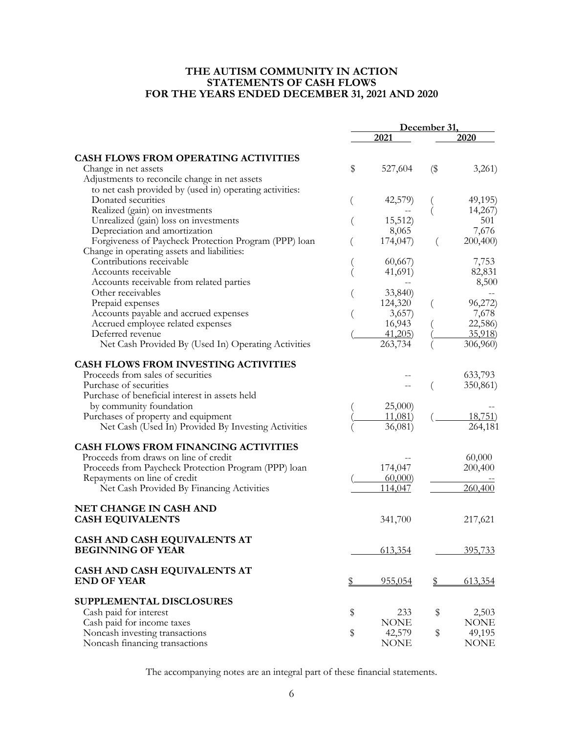# THE AUTISM COMMUNITY IN ACTION
## STATEMENTS OF CASH FLOWS
## FOR THE YEARS ENDED DECEMBER 31, 2021 AND 2020

| | December 31, 2021 | December 31, 2020 |
|---|---|---|
| **CASH FLOWS FROM OPERATING ACTIVITIES** | | |
| Change in net assets | $ 527,604 | ($ 3,261) |
| Adjustments to reconcile change in net assets to net cash provided by (used in) operating activities: | | |
| Donated securities | ( 42,579) | ( 49,195) |
| Realized (gain) on investments | -- | ( 14,267) |
| Unrealized (gain) loss on investments | ( 15,512) | 501 |
| Depreciation and amortization | 8,065 | 7,676 |
| Forgiveness of Paycheck Protection Program (PPP) loan | ( 174,047) | ( 200,400) |
| Change in operating assets and liabilities: | | |
| Contributions receivable | ( 60,667) | 7,753 |
| Accounts receivable | ( 41,691) | 82,831 |
| Accounts receivable from related parties | -- | 8,500 |
| Other receivables | ( 33,840) | -- |
| Prepaid expenses | 124,320 | ( 96,272) |
| Accounts payable and accrued expenses | ( 3,657) | 7,678 |
| Accrued employee related expenses | 16,943 | ( 22,586) |
| Deferred revenue | ( 41,205) | ( 35,918) |
| Net Cash Provided By (Used In) Operating Activities | 263,734 | ( 306,960) |
| **CASH FLOWS FROM INVESTING ACTIVITIES** | | |
| Proceeds from sales of securities | -- | 633,793 |
| Purchase of securities | -- | ( 350,861) |
| Purchase of beneficial interest in assets held by community foundation | ( 25,000) | -- |
| Purchases of property and equipment | ( 11,081) | ( 18,751) |
| Net Cash (Used In) Provided By Investing Activities | ( 36,081) | 264,181 |
| **CASH FLOWS FROM FINANCING ACTIVITIES** | | |
| Proceeds from draws on line of credit | -- | 60,000 |
| Proceeds from Paycheck Protection Program (PPP) loan | 174,047 | 200,400 |
| Repayments on line of credit | ( 60,000) | -- |
| Net Cash Provided By Financing Activities | 114,047 | 260,400 |
| **NET CHANGE IN CASH AND CASH EQUIVALENTS** | 341,700 | 217,621 |
| **CASH AND CASH EQUIVALENTS AT BEGINNING OF YEAR** | 613,354 | 395,733 |
| **CASH AND CASH EQUIVALENTS AT END OF YEAR** | $ 955,054 | $ 613,354 |
| **SUPPLEMENTAL DISCLOSURES** | | |
| Cash paid for interest | $ 233 | $ 2,503 |
| Cash paid for income taxes | NONE | NONE |
| Noncash investing transactions | $ 42,579 | $ 49,195 |
| Noncash financing transactions | NONE | NONE |

The accompanying notes are an integral part of these financial statements.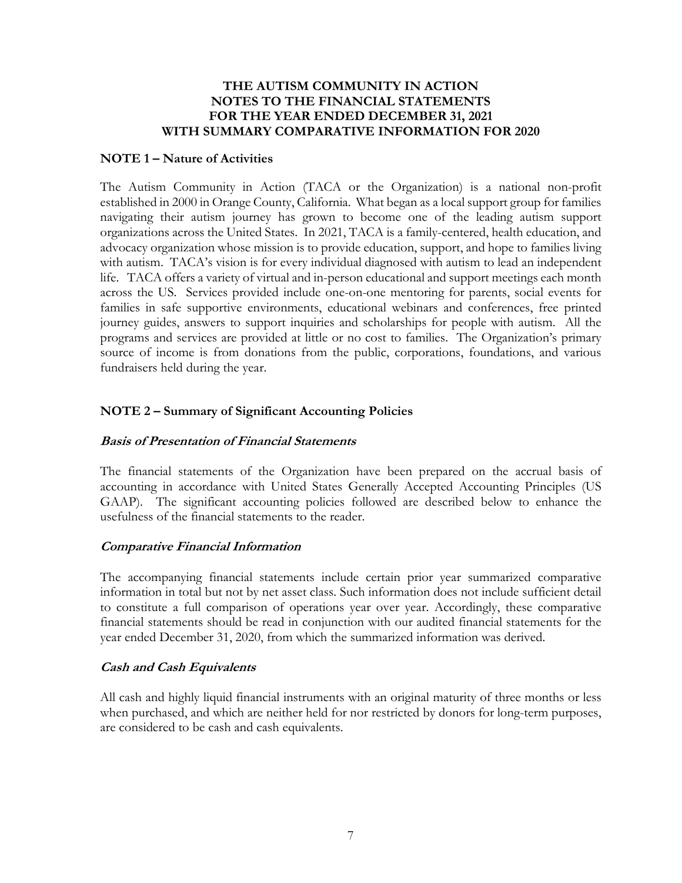# THE AUTISM COMMUNITY IN ACTION
# NOTES TO THE FINANCIAL STATEMENTS
# FOR THE YEAR ENDED DECEMBER 31, 2021
# WITH SUMMARY COMPARATIVE INFORMATION FOR 2020

## NOTE 1 – Nature of Activities

The Autism Community in Action (TACA or the Organization) is a national non-profit established in 2000 in Orange County, California. What began as a local support group for families navigating their autism journey has grown to become one of the leading autism support organizations across the United States. In 2021, TACA is a family-centered, health education, and advocacy organization whose mission is to provide education, support, and hope to families living with autism. TACA's vision is for every individual diagnosed with autism to lead an independent life. TACA offers a variety of virtual and in-person educational and support meetings each month across the US. Services provided include one-on-one mentoring for parents, social events for families in safe supportive environments, educational webinars and conferences, free printed journey guides, answers to support inquiries and scholarships for people with autism. All the programs and services are provided at little or no cost to families. The Organization's primary source of income is from donations from the public, corporations, foundations, and various fundraisers held during the year.

## NOTE 2 – Summary of Significant Accounting Policies

### *Basis of Presentation of Financial Statements*

The financial statements of the Organization have been prepared on the accrual basis of accounting in accordance with United States Generally Accepted Accounting Principles (US GAAP). The significant accounting policies followed are described below to enhance the usefulness of the financial statements to the reader.

### *Comparative Financial Information*

The accompanying financial statements include certain prior year summarized comparative information in total but not by net asset class. Such information does not include sufficient detail to constitute a full comparison of operations year over year. Accordingly, these comparative financial statements should be read in conjunction with our audited financial statements for the year ended December 31, 2020, from which the summarized information was derived.

### *Cash and Cash Equivalents*

All cash and highly liquid financial instruments with an original maturity of three months or less when purchased, and which are neither held for nor restricted by donors for long-term purposes, are considered to be cash and cash equivalents.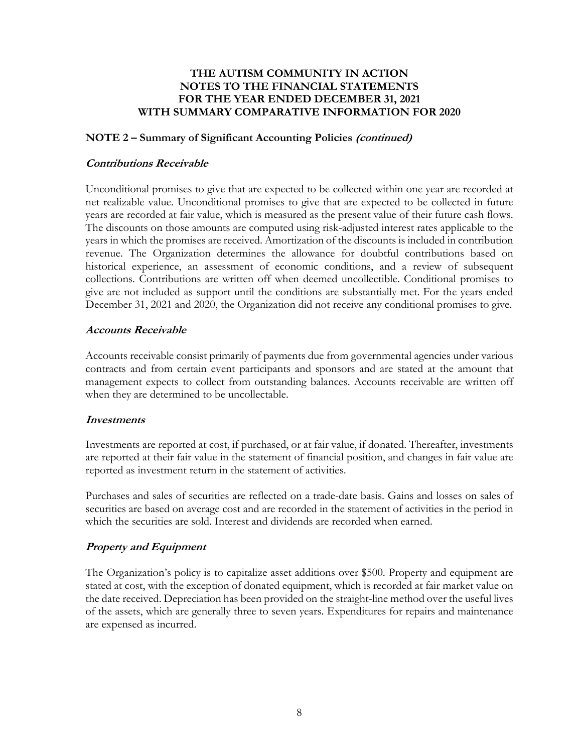# THE AUTISM COMMUNITY IN ACTION
# NOTES TO THE FINANCIAL STATEMENTS
# FOR THE YEAR ENDED DECEMBER 31, 2021
# WITH SUMMARY COMPARATIVE INFORMATION FOR 2020

## NOTE 2 – Summary of Significant Accounting Policies *(continued)*

### *Contributions Receivable*

Unconditional promises to give that are expected to be collected within one year are recorded at net realizable value. Unconditional promises to give that are expected to be collected in future years are recorded at fair value, which is measured as the present value of their future cash flows. The discounts on those amounts are computed using risk-adjusted interest rates applicable to the years in which the promises are received. Amortization of the discounts is included in contribution revenue. The Organization determines the allowance for doubtful contributions based on historical experience, an assessment of economic conditions, and a review of subsequent collections. Contributions are written off when deemed uncollectible. Conditional promises to give are not included as support until the conditions are substantially met. For the years ended December 31, 2021 and 2020, the Organization did not receive any conditional promises to give.

### *Accounts Receivable*

Accounts receivable consist primarily of payments due from governmental agencies under various contracts and from certain event participants and sponsors and are stated at the amount that management expects to collect from outstanding balances. Accounts receivable are written off when they are determined to be uncollectable.

### *Investments*

Investments are reported at cost, if purchased, or at fair value, if donated. Thereafter, investments are reported at their fair value in the statement of financial position, and changes in fair value are reported as investment return in the statement of activities.

Purchases and sales of securities are reflected on a trade-date basis. Gains and losses on sales of securities are based on average cost and are recorded in the statement of activities in the period in which the securities are sold. Interest and dividends are recorded when earned.

### *Property and Equipment*

The Organization's policy is to capitalize asset additions over $500. Property and equipment are stated at cost, with the exception of donated equipment, which is recorded at fair market value on the date received. Depreciation has been provided on the straight-line method over the useful lives of the assets, which are generally three to seven years. Expenditures for repairs and maintenance are expensed as incurred.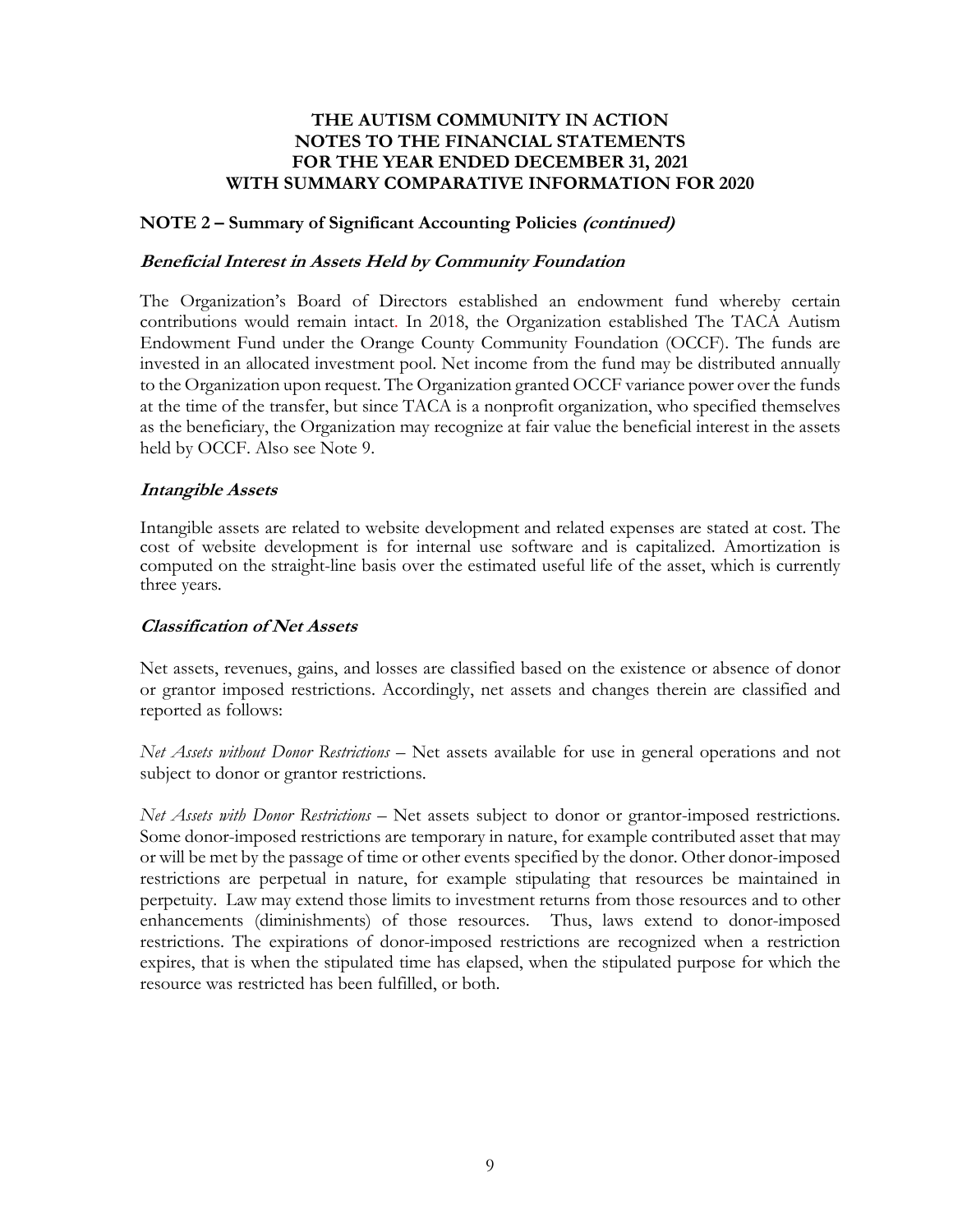**THE AUTISM COMMUNITY IN ACTION**
**NOTES TO THE FINANCIAL STATEMENTS**
**FOR THE YEAR ENDED DECEMBER 31, 2021**
**WITH SUMMARY COMPARATIVE INFORMATION FOR 2020**

## NOTE 2 – Summary of Significant Accounting Policies *(continued)*

### *Beneficial Interest in Assets Held by Community Foundation*

The Organization's Board of Directors established an endowment fund whereby certain contributions would remain intact. In 2018, the Organization established The TACA Autism Endowment Fund under the Orange County Community Foundation (OCCF). The funds are invested in an allocated investment pool. Net income from the fund may be distributed annually to the Organization upon request. The Organization granted OCCF variance power over the funds at the time of the transfer, but since TACA is a nonprofit organization, who specified themselves as the beneficiary, the Organization may recognize at fair value the beneficial interest in the assets held by OCCF. Also see Note 9.

### *Intangible Assets*

Intangible assets are related to website development and related expenses are stated at cost. The cost of website development is for internal use software and is capitalized. Amortization is computed on the straight-line basis over the estimated useful life of the asset, which is currently three years.

### *Classification of Net Assets*

Net assets, revenues, gains, and losses are classified based on the existence or absence of donor or grantor imposed restrictions. Accordingly, net assets and changes therein are classified and reported as follows:

*Net Assets without Donor Restrictions* – Net assets available for use in general operations and not subject to donor or grantor restrictions.

*Net Assets with Donor Restrictions* – Net assets subject to donor or grantor-imposed restrictions. Some donor-imposed restrictions are temporary in nature, for example contributed asset that may or will be met by the passage of time or other events specified by the donor. Other donor-imposed restrictions are perpetual in nature, for example stipulating that resources be maintained in perpetuity. Law may extend those limits to investment returns from those resources and to other enhancements (diminishments) of those resources. Thus, laws extend to donor-imposed restrictions. The expirations of donor-imposed restrictions are recognized when a restriction expires, that is when the stipulated time has elapsed, when the stipulated purpose for which the resource was restricted has been fulfilled, or both.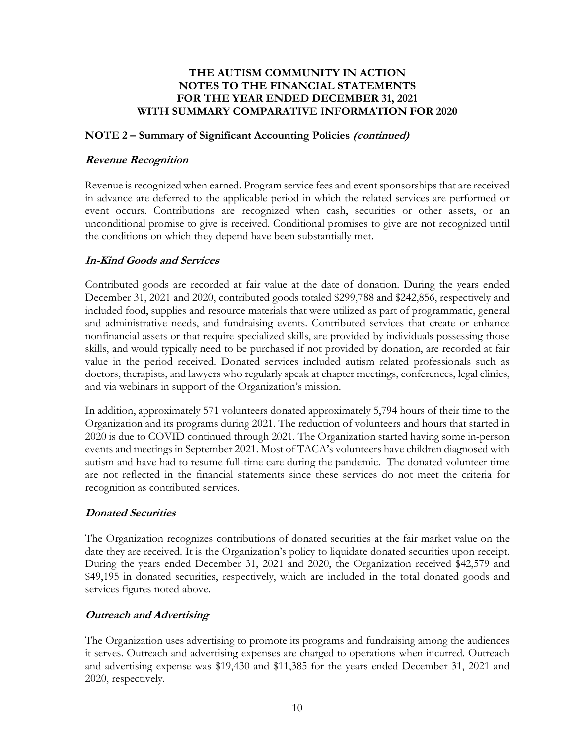# THE AUTISM COMMUNITY IN ACTION
# NOTES TO THE FINANCIAL STATEMENTS
# FOR THE YEAR ENDED DECEMBER 31, 2021
# WITH SUMMARY COMPARATIVE INFORMATION FOR 2020

## NOTE 2 – Summary of Significant Accounting Policies *(continued)*

### *Revenue Recognition*

Revenue is recognized when earned. Program service fees and event sponsorships that are received in advance are deferred to the applicable period in which the related services are performed or event occurs. Contributions are recognized when cash, securities or other assets, or an unconditional promise to give is received. Conditional promises to give are not recognized until the conditions on which they depend have been substantially met.

### *In-Kind Goods and Services*

Contributed goods are recorded at fair value at the date of donation. During the years ended December 31, 2021 and 2020, contributed goods totaled $299,788 and $242,856, respectively and included food, supplies and resource materials that were utilized as part of programmatic, general and administrative needs, and fundraising events. Contributed services that create or enhance nonfinancial assets or that require specialized skills, are provided by individuals possessing those skills, and would typically need to be purchased if not provided by donation, are recorded at fair value in the period received. Donated services included autism related professionals such as doctors, therapists, and lawyers who regularly speak at chapter meetings, conferences, legal clinics, and via webinars in support of the Organization's mission.

In addition, approximately 571 volunteers donated approximately 5,794 hours of their time to the Organization and its programs during 2021. The reduction of volunteers and hours that started in 2020 is due to COVID continued through 2021. The Organization started having some in-person events and meetings in September 2021. Most of TACA's volunteers have children diagnosed with autism and have had to resume full-time care during the pandemic. The donated volunteer time are not reflected in the financial statements since these services do not meet the criteria for recognition as contributed services.

### *Donated Securities*

The Organization recognizes contributions of donated securities at the fair market value on the date they are received. It is the Organization's policy to liquidate donated securities upon receipt. During the years ended December 31, 2021 and 2020, the Organization received $42,579 and $49,195 in donated securities, respectively, which are included in the total donated goods and services figures noted above.

### *Outreach and Advertising*

The Organization uses advertising to promote its programs and fundraising among the audiences it serves. Outreach and advertising expenses are charged to operations when incurred. Outreach and advertising expense was $19,430 and $11,385 for the years ended December 31, 2021 and 2020, respectively.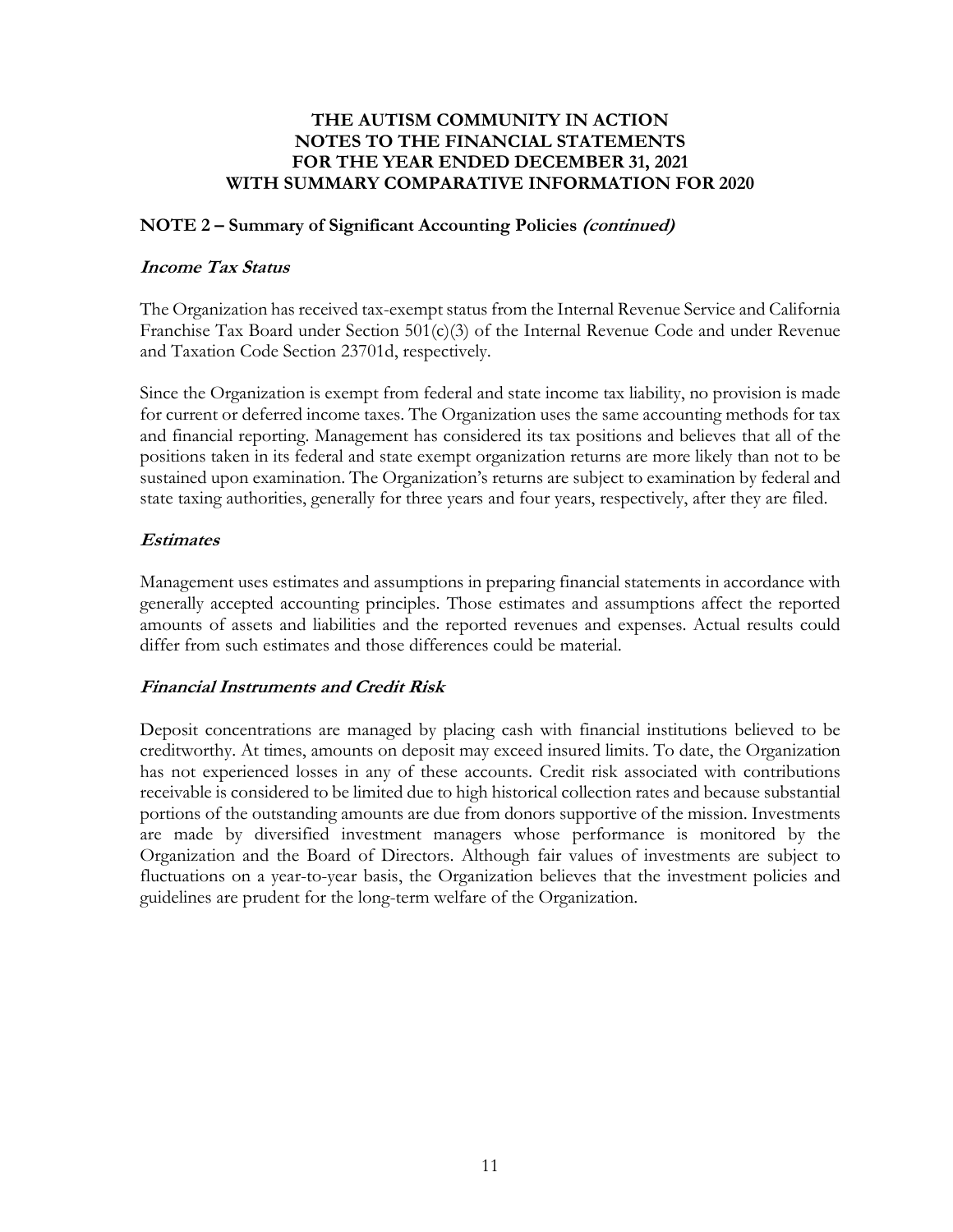**THE AUTISM COMMUNITY IN ACTION**
**NOTES TO THE FINANCIAL STATEMENTS**
**FOR THE YEAR ENDED DECEMBER 31, 2021**
**WITH SUMMARY COMPARATIVE INFORMATION FOR 2020**

## NOTE 2 – Summary of Significant Accounting Policies *(continued)*

### *Income Tax Status*

The Organization has received tax-exempt status from the Internal Revenue Service and California Franchise Tax Board under Section 501(c)(3) of the Internal Revenue Code and under Revenue and Taxation Code Section 23701d, respectively.

Since the Organization is exempt from federal and state income tax liability, no provision is made for current or deferred income taxes. The Organization uses the same accounting methods for tax and financial reporting. Management has considered its tax positions and believes that all of the positions taken in its federal and state exempt organization returns are more likely than not to be sustained upon examination. The Organization's returns are subject to examination by federal and state taxing authorities, generally for three years and four years, respectively, after they are filed.

### *Estimates*

Management uses estimates and assumptions in preparing financial statements in accordance with generally accepted accounting principles. Those estimates and assumptions affect the reported amounts of assets and liabilities and the reported revenues and expenses. Actual results could differ from such estimates and those differences could be material.

### *Financial Instruments and Credit Risk*

Deposit concentrations are managed by placing cash with financial institutions believed to be creditworthy. At times, amounts on deposit may exceed insured limits. To date, the Organization has not experienced losses in any of these accounts. Credit risk associated with contributions receivable is considered to be limited due to high historical collection rates and because substantial portions of the outstanding amounts are due from donors supportive of the mission. Investments are made by diversified investment managers whose performance is monitored by the Organization and the Board of Directors. Although fair values of investments are subject to fluctuations on a year-to-year basis, the Organization believes that the investment policies and guidelines are prudent for the long-term welfare of the Organization.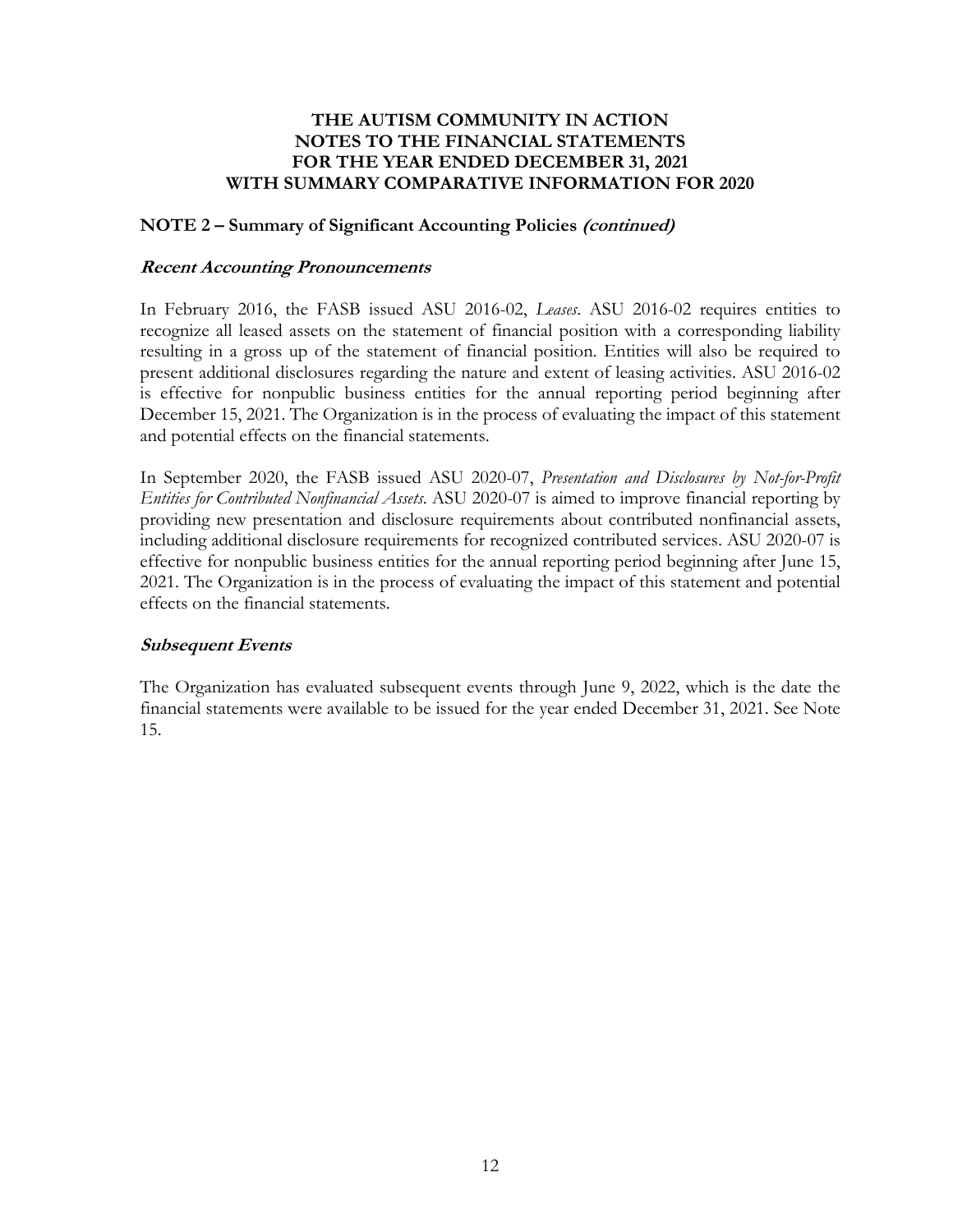# THE AUTISM COMMUNITY IN ACTION
# NOTES TO THE FINANCIAL STATEMENTS
# FOR THE YEAR ENDED DECEMBER 31, 2021
# WITH SUMMARY COMPARATIVE INFORMATION FOR 2020

## NOTE 2 – Summary of Significant Accounting Policies *(continued)*

### *Recent Accounting Pronouncements*

In February 2016, the FASB issued ASU 2016-02, *Leases*. ASU 2016-02 requires entities to recognize all leased assets on the statement of financial position with a corresponding liability resulting in a gross up of the statement of financial position. Entities will also be required to present additional disclosures regarding the nature and extent of leasing activities. ASU 2016-02 is effective for nonpublic business entities for the annual reporting period beginning after December 15, 2021. The Organization is in the process of evaluating the impact of this statement and potential effects on the financial statements.

In September 2020, the FASB issued ASU 2020-07, *Presentation and Disclosures by Not-for-Profit Entities for Contributed Nonfinancial Assets*. ASU 2020-07 is aimed to improve financial reporting by providing new presentation and disclosure requirements about contributed nonfinancial assets, including additional disclosure requirements for recognized contributed services. ASU 2020-07 is effective for nonpublic business entities for the annual reporting period beginning after June 15, 2021. The Organization is in the process of evaluating the impact of this statement and potential effects on the financial statements.

### *Subsequent Events*

The Organization has evaluated subsequent events through June 9, 2022, which is the date the financial statements were available to be issued for the year ended December 31, 2021. See Note 15.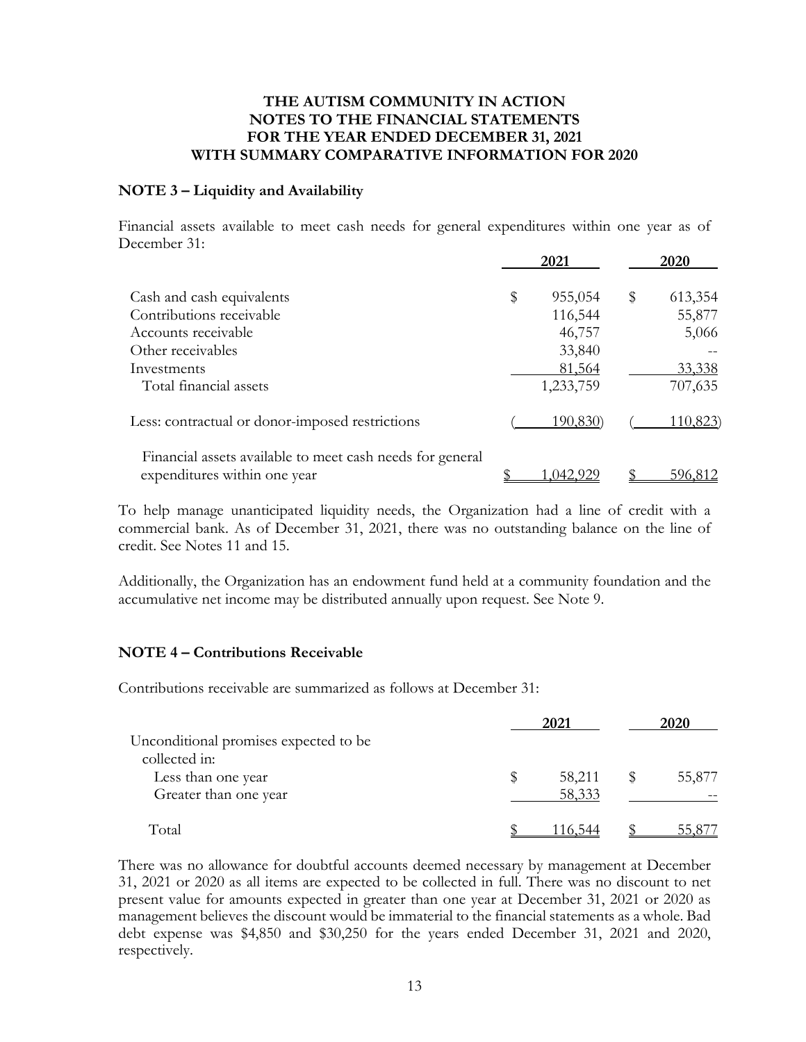**THE AUTISM COMMUNITY IN ACTION**
**NOTES TO THE FINANCIAL STATEMENTS**
**FOR THE YEAR ENDED DECEMBER 31, 2021**
**WITH SUMMARY COMPARATIVE INFORMATION FOR 2020**

## NOTE 3 – Liquidity and Availability

Financial assets available to meet cash needs for general expenditures within one year as of December 31:

| | 2021 | 2020 |
|---|---|---|
| Cash and cash equivalents | $ 955,054 | $ 613,354 |
| Contributions receivable | 116,544 | 55,877 |
| Accounts receivable | 46,757 | 5,066 |
| Other receivables | 33,840 | -- |
| Investments | 81,564 | 33,338 |
| Total financial assets | 1,233,759 | 707,635 |
| Less: contractual or donor-imposed restrictions | (190,830) | (110,823) |
| Financial assets available to meet cash needs for general expenditures within one year | $ 1,042,929 | $ 596,812 |

To help manage unanticipated liquidity needs, the Organization had a line of credit with a commercial bank. As of December 31, 2021, there was no outstanding balance on the line of credit. See Notes 11 and 15.

Additionally, the Organization has an endowment fund held at a community foundation and the accumulative net income may be distributed annually upon request. See Note 9.

## NOTE 4 – Contributions Receivable

Contributions receivable are summarized as follows at December 31:

| | 2021 | 2020 |
|---|---|---|
| Unconditional promises expected to be collected in: | | |
| Less than one year | $ 58,211 | $ 55,877 |
| Greater than one year | 58,333 | -- |
| Total | $ 116,544 | $ 55,877 |

There was no allowance for doubtful accounts deemed necessary by management at December 31, 2021 or 2020 as all items are expected to be collected in full. There was no discount to net present value for amounts expected in greater than one year at December 31, 2021 or 2020 as management believes the discount would be immaterial to the financial statements as a whole. Bad debt expense was $4,850 and $30,250 for the years ended December 31, 2021 and 2020, respectively.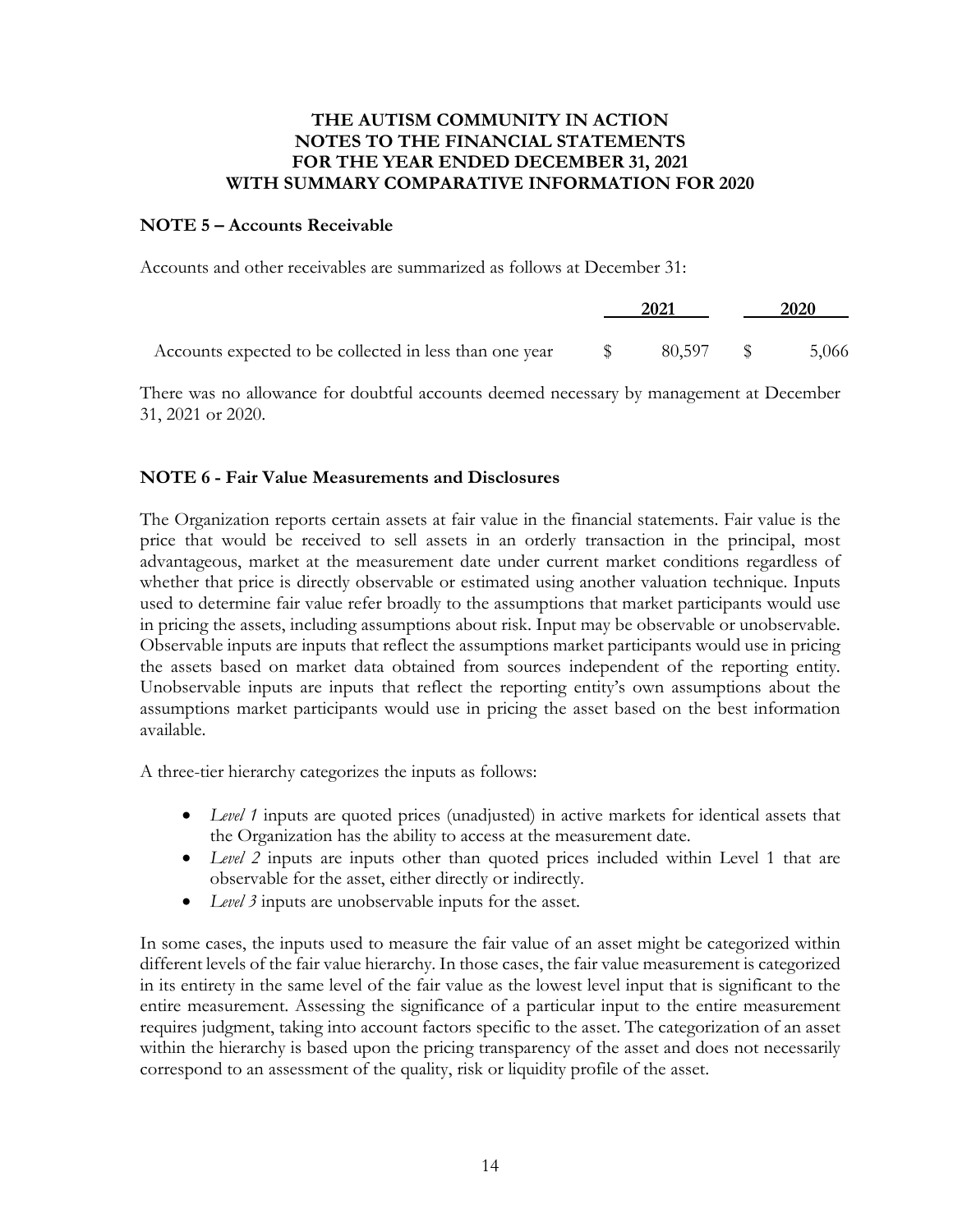**THE AUTISM COMMUNITY IN ACTION**
**NOTES TO THE FINANCIAL STATEMENTS**
**FOR THE YEAR ENDED DECEMBER 31, 2021**
**WITH SUMMARY COMPARATIVE INFORMATION FOR 2020**

## NOTE 5 – Accounts Receivable

Accounts and other receivables are summarized as follows at December 31:

| | 2021 | 2020 |
|---|---|---|
| Accounts expected to be collected in less than one year | $ 80,597 | $ 5,066 |

There was no allowance for doubtful accounts deemed necessary by management at December 31, 2021 or 2020.

## NOTE 6 - Fair Value Measurements and Disclosures

The Organization reports certain assets at fair value in the financial statements. Fair value is the price that would be received to sell assets in an orderly transaction in the principal, most advantageous, market at the measurement date under current market conditions regardless of whether that price is directly observable or estimated using another valuation technique. Inputs used to determine fair value refer broadly to the assumptions that market participants would use in pricing the assets, including assumptions about risk. Input may be observable or unobservable. Observable inputs are inputs that reflect the assumptions market participants would use in pricing the assets based on market data obtained from sources independent of the reporting entity. Unobservable inputs are inputs that reflect the reporting entity's own assumptions about the assumptions market participants would use in pricing the asset based on the best information available.

A three-tier hierarchy categorizes the inputs as follows:

- *Level 1* inputs are quoted prices (unadjusted) in active markets for identical assets that the Organization has the ability to access at the measurement date.
- *Level 2* inputs are inputs other than quoted prices included within Level 1 that are observable for the asset, either directly or indirectly.
- *Level 3* inputs are unobservable inputs for the asset.

In some cases, the inputs used to measure the fair value of an asset might be categorized within different levels of the fair value hierarchy. In those cases, the fair value measurement is categorized in its entirety in the same level of the fair value as the lowest level input that is significant to the entire measurement. Assessing the significance of a particular input to the entire measurement requires judgment, taking into account factors specific to the asset. The categorization of an asset within the hierarchy is based upon the pricing transparency of the asset and does not necessarily correspond to an assessment of the quality, risk or liquidity profile of the asset.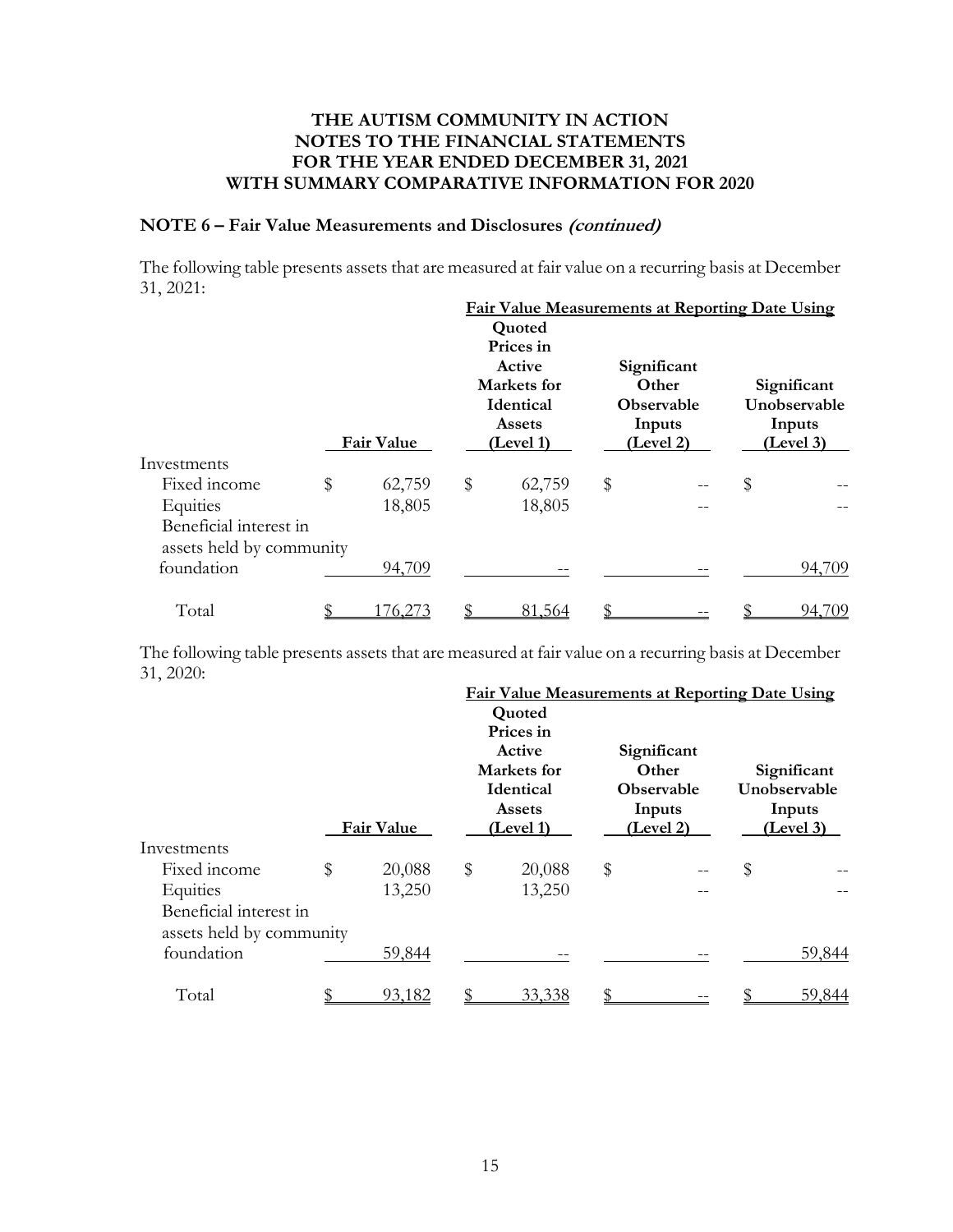# THE AUTISM COMMUNITY IN ACTION
# NOTES TO THE FINANCIAL STATEMENTS
# FOR THE YEAR ENDED DECEMBER 31, 2021
# WITH SUMMARY COMPARATIVE INFORMATION FOR 2020

## NOTE 6 – Fair Value Measurements and Disclosures *(continued)*

The following table presents assets that are measured at fair value on a recurring basis at December 31, 2021:

| | | Fair Value Measurements at Reporting Date Using | | |
|---|---|---|---|---|
| | **Fair Value** | **Quoted Prices in Active Markets for Identical Assets (Level 1)** | **Significant Other Observable Inputs (Level 2)** | **Significant Unobservable Inputs (Level 3)** |
| Investments | | | | |
| Fixed income | $ 62,759 | $ 62,759 | $ -- | $ -- |
| Equities | 18,805 | 18,805 | -- | -- |
| Beneficial interest in assets held by community foundation | 94,709 | -- | -- | 94,709 |
| Total | $ 176,273 | $ 81,564 | $ -- | $ 94,709 |

The following table presents assets that are measured at fair value on a recurring basis at December 31, 2020:

| | | Fair Value Measurements at Reporting Date Using | | |
|---|---|---|---|---|
| | **Fair Value** | **Quoted Prices in Active Markets for Identical Assets (Level 1)** | **Significant Other Observable Inputs (Level 2)** | **Significant Unobservable Inputs (Level 3)** |
| Investments | | | | |
| Fixed income | $ 20,088 | $ 20,088 | $ -- | $ -- |
| Equities | 13,250 | 13,250 | -- | -- |
| Beneficial interest in assets held by community foundation | 59,844 | -- | -- | 59,844 |
| Total | $ 93,182 | $ 33,338 | $ -- | $ 59,844 |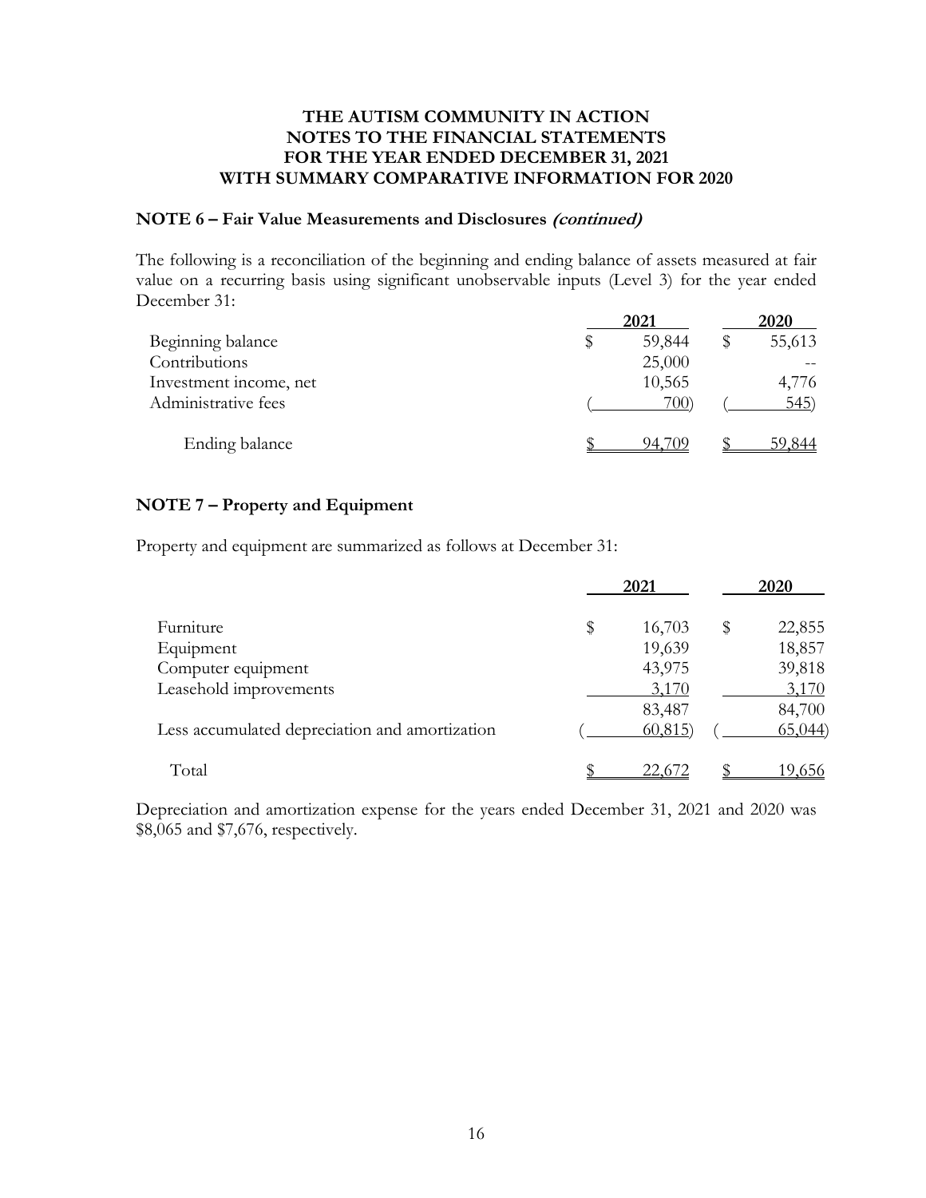**THE AUTISM COMMUNITY IN ACTION**
**NOTES TO THE FINANCIAL STATEMENTS**
**FOR THE YEAR ENDED DECEMBER 31, 2021**
**WITH SUMMARY COMPARATIVE INFORMATION FOR 2020**

### NOTE 6 – Fair Value Measurements and Disclosures *(continued)*

The following is a reconciliation of the beginning and ending balance of assets measured at fair value on a recurring basis using significant unobservable inputs (Level 3) for the year ended December 31:

| | 2021 | 2020 |
|---|---|---|
| Beginning balance | $ 59,844 | $ 55,613 |
| Contributions | 25,000 | -- |
| Investment income, net | 10,565 | 4,776 |
| Administrative fees | (700) | (545) |
| Ending balance | $ 94,709 | $ 59,844 |

### NOTE 7 – Property and Equipment

Property and equipment are summarized as follows at December 31:

| | 2021 | 2020 |
|---|---|---|
| Furniture | $ 16,703 | $ 22,855 |
| Equipment | 19,639 | 18,857 |
| Computer equipment | 43,975 | 39,818 |
| Leasehold improvements | 3,170 | 3,170 |
| | 83,487 | 84,700 |
| Less accumulated depreciation and amortization | (60,815) | (65,044) |
| Total | $ 22,672 | $ 19,656 |

Depreciation and amortization expense for the years ended December 31, 2021 and 2020 was $8,065 and $7,676, respectively.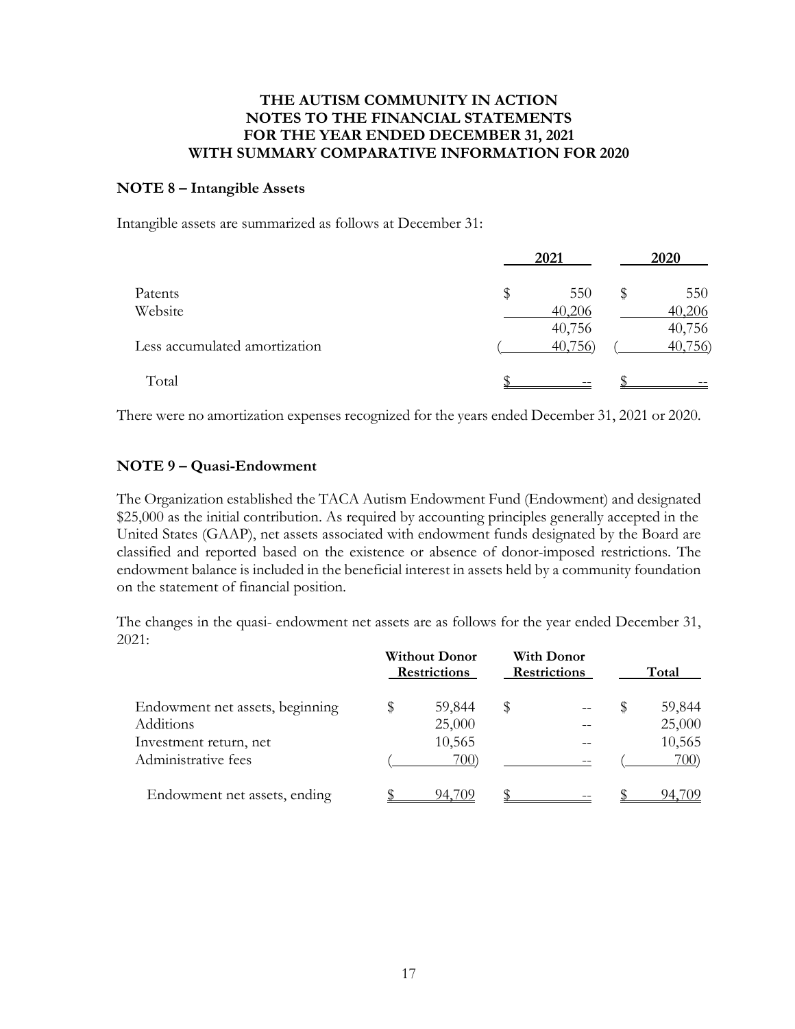# THE AUTISM COMMUNITY IN ACTION
# NOTES TO THE FINANCIAL STATEMENTS
# FOR THE YEAR ENDED DECEMBER 31, 2021
# WITH SUMMARY COMPARATIVE INFORMATION FOR 2020

## NOTE 8 – Intangible Assets

Intangible assets are summarized as follows at December 31:

| | 2021 | 2020 |
|---|---|---|
| Patents | $ 550 | $ 550 |
| Website | 40,206 | 40,206 |
| | 40,756 | 40,756 |
| Less accumulated amortization | ( 40,756) | ( 40,756) |
| Total | $ -- | $ -- |

There were no amortization expenses recognized for the years ended December 31, 2021 or 2020.

## NOTE 9 – Quasi-Endowment

The Organization established the TACA Autism Endowment Fund (Endowment) and designated $25,000 as the initial contribution. As required by accounting principles generally accepted in the United States (GAAP), net assets associated with endowment funds designated by the Board are classified and reported based on the existence or absence of donor-imposed restrictions. The endowment balance is included in the beneficial interest in assets held by a community foundation on the statement of financial position.

The changes in the quasi- endowment net assets are as follows for the year ended December 31, 2021:

| | Without Donor Restrictions | With Donor Restrictions | Total |
|---|---|---|---|
| Endowment net assets, beginning | $ 59,844 | $ -- | $ 59,844 |
| Additions | 25,000 | -- | 25,000 |
| Investment return, net | 10,565 | -- | 10,565 |
| Administrative fees | ( 700) | -- | ( 700) |
| Endowment net assets, ending | $ 94,709 | $ -- | $ 94,709 |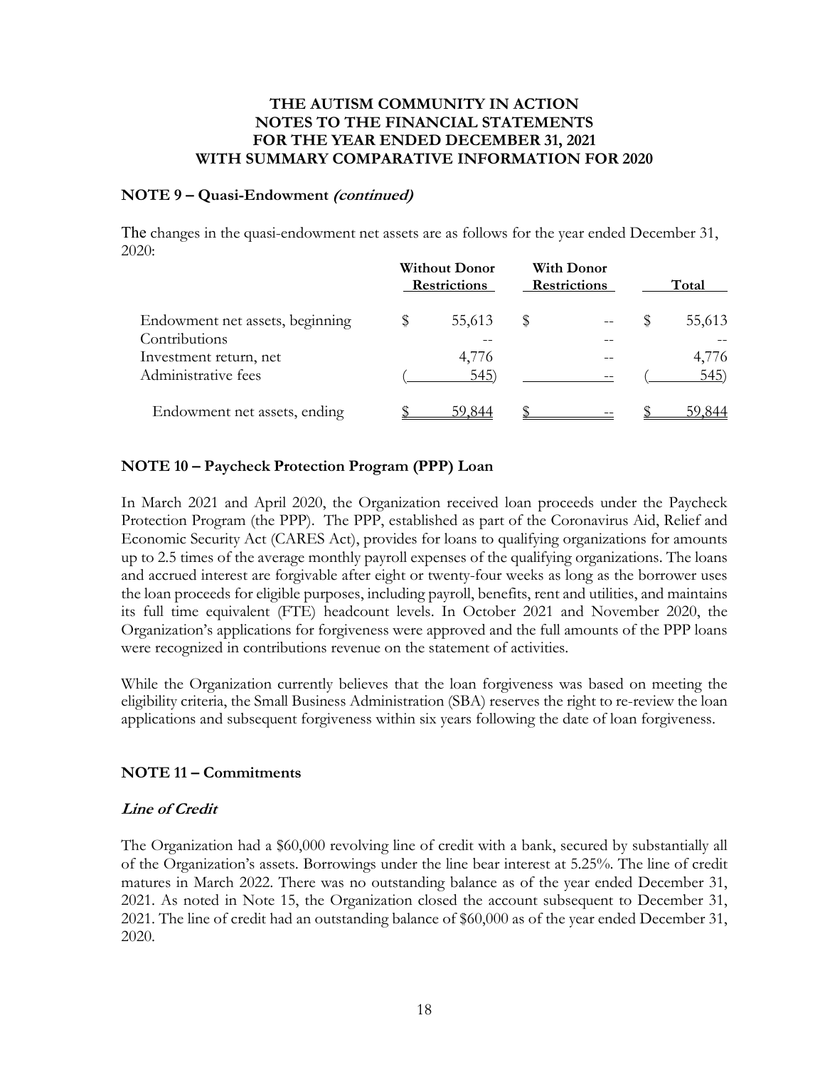**THE AUTISM COMMUNITY IN ACTION**
**NOTES TO THE FINANCIAL STATEMENTS**
**FOR THE YEAR ENDED DECEMBER 31, 2021**
**WITH SUMMARY COMPARATIVE INFORMATION FOR 2020**

## NOTE 9 – Quasi-Endowment *(continued)*

The changes in the quasi-endowment net assets are as follows for the year ended December 31, 2020:

| | Without Donor Restrictions | With Donor Restrictions | Total |
|---|---|---|---|
| Endowment net assets, beginning | $ 55,613 | $ -- | $ 55,613 |
| Contributions | -- | -- | -- |
| Investment return, net | 4,776 | -- | 4,776 |
| Administrative fees | ( 545) | -- | ( 545) |
| Endowment net assets, ending | $ 59,844 | $ -- | $ 59,844 |

## NOTE 10 – Paycheck Protection Program (PPP) Loan

In March 2021 and April 2020, the Organization received loan proceeds under the Paycheck Protection Program (the PPP). The PPP, established as part of the Coronavirus Aid, Relief and Economic Security Act (CARES Act), provides for loans to qualifying organizations for amounts up to 2.5 times of the average monthly payroll expenses of the qualifying organizations. The loans and accrued interest are forgivable after eight or twenty-four weeks as long as the borrower uses the loan proceeds for eligible purposes, including payroll, benefits, rent and utilities, and maintains its full time equivalent (FTE) headcount levels. In October 2021 and November 2020, the Organization's applications for forgiveness were approved and the full amounts of the PPP loans were recognized in contributions revenue on the statement of activities.

While the Organization currently believes that the loan forgiveness was based on meeting the eligibility criteria, the Small Business Administration (SBA) reserves the right to re-review the loan applications and subsequent forgiveness within six years following the date of loan forgiveness.

## NOTE 11 – Commitments

### *Line of Credit*

The Organization had a $60,000 revolving line of credit with a bank, secured by substantially all of the Organization's assets. Borrowings under the line bear interest at 5.25%. The line of credit matures in March 2022. There was no outstanding balance as of the year ended December 31, 2021. As noted in Note 15, the Organization closed the account subsequent to December 31, 2021. The line of credit had an outstanding balance of $60,000 as of the year ended December 31, 2020.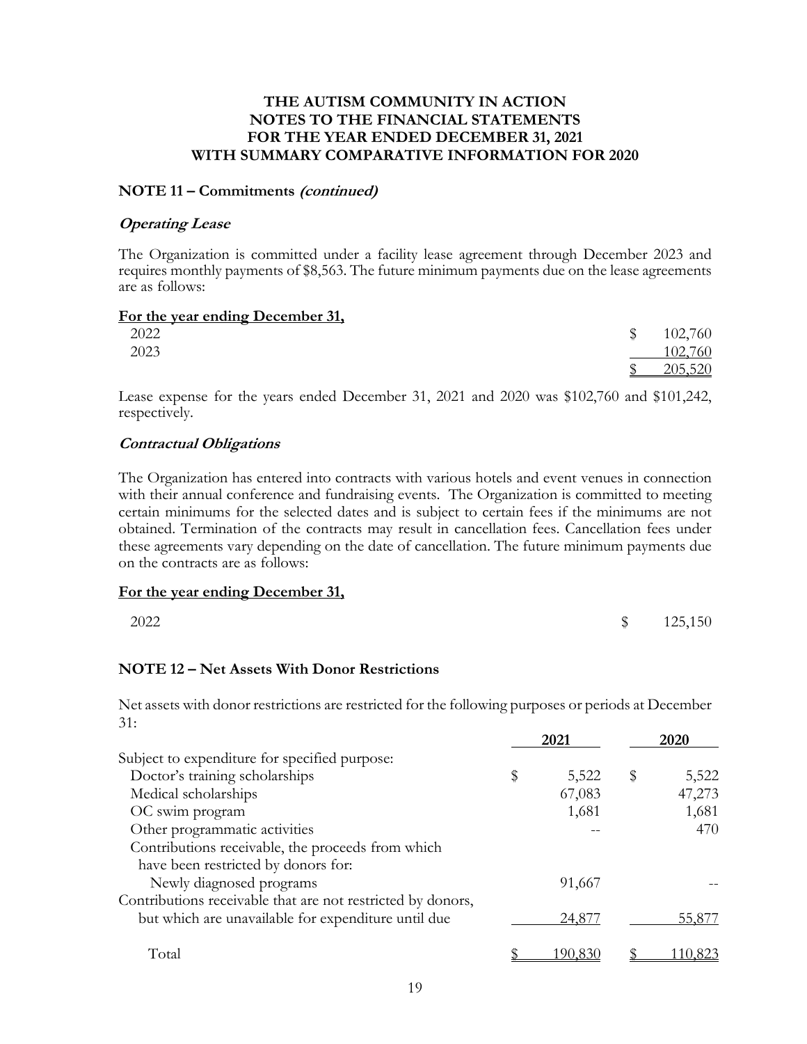# THE AUTISM COMMUNITY IN ACTION
# NOTES TO THE FINANCIAL STATEMENTS
# FOR THE YEAR ENDED DECEMBER 31, 2021
# WITH SUMMARY COMPARATIVE INFORMATION FOR 2020

## NOTE 11 – Commitments *(continued)*

### *Operating Lease*

The Organization is committed under a facility lease agreement through December 2023 and requires monthly payments of $8,563. The future minimum payments due on the lease agreements are as follows:

| For the year ending December 31, | |
|---|---|
| 2022 | $ 102,760 |
| 2023 | 102,760 |
| | $ 205,520 |

Lease expense for the years ended December 31, 2021 and 2020 was $102,760 and $101,242, respectively.

### *Contractual Obligations*

The Organization has entered into contracts with various hotels and event venues in connection with their annual conference and fundraising events. The Organization is committed to meeting certain minimums for the selected dates and is subject to certain fees if the minimums are not obtained. Termination of the contracts may result in cancellation fees. Cancellation fees under these agreements vary depending on the date of cancellation. The future minimum payments due on the contracts are as follows:

| For the year ending December 31, | |
|---|---|
| 2022 | $ 125,150 |

## NOTE 12 – Net Assets With Donor Restrictions

Net assets with donor restrictions are restricted for the following purposes or periods at December 31:

| | 2021 | 2020 |
|---|---|---|
| Subject to expenditure for specified purpose: | | |
| Doctor's training scholarships | $ 5,522 | $ 5,522 |
| Medical scholarships | 67,083 | 47,273 |
| OC swim program | 1,681 | 1,681 |
| Other programmatic activities | -- | 470 |
| Contributions receivable, the proceeds from which have been restricted by donors for: | | |
| Newly diagnosed programs | 91,667 | -- |
| Contributions receivable that are not restricted by donors, but which are unavailable for expenditure until due | 24,877 | 55,877 |
| Total | $ 190,830 | $ 110,823 |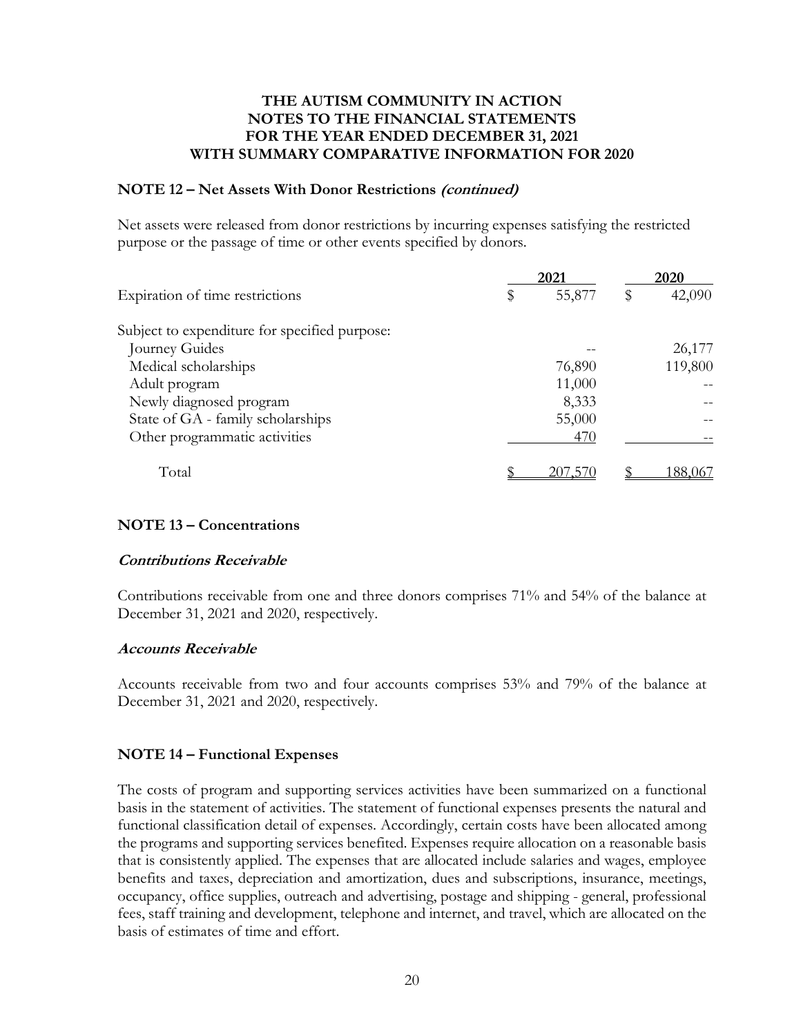## THE AUTISM COMMUNITY IN ACTION
## NOTES TO THE FINANCIAL STATEMENTS
## FOR THE YEAR ENDED DECEMBER 31, 2021
## WITH SUMMARY COMPARATIVE INFORMATION FOR 2020

### NOTE 12 – Net Assets With Donor Restrictions *(continued)*

Net assets were released from donor restrictions by incurring expenses satisfying the restricted purpose or the passage of time or other events specified by donors.

| | 2021 | 2020 |
|---|---|---|
| Expiration of time restrictions | $ 55,877 | $ 42,090 |
| Subject to expenditure for specified purpose: | | |
| Journey Guides | -- | 26,177 |
| Medical scholarships | 76,890 | 119,800 |
| Adult program | 11,000 | -- |
| Newly diagnosed program | 8,333 | -- |
| State of GA - family scholarships | 55,000 | -- |
| Other programmatic activities | 470 | -- |
| Total | $ 207,570 | $ 188,067 |

### NOTE 13 – Concentrations

#### *Contributions Receivable*

Contributions receivable from one and three donors comprises 71% and 54% of the balance at December 31, 2021 and 2020, respectively.

#### *Accounts Receivable*

Accounts receivable from two and four accounts comprises 53% and 79% of the balance at December 31, 2021 and 2020, respectively.

### NOTE 14 – Functional Expenses

The costs of program and supporting services activities have been summarized on a functional basis in the statement of activities. The statement of functional expenses presents the natural and functional classification detail of expenses. Accordingly, certain costs have been allocated among the programs and supporting services benefited. Expenses require allocation on a reasonable basis that is consistently applied. The expenses that are allocated include salaries and wages, employee benefits and taxes, depreciation and amortization, dues and subscriptions, insurance, meetings, occupancy, office supplies, outreach and advertising, postage and shipping - general, professional fees, staff training and development, telephone and internet, and travel, which are allocated on the basis of estimates of time and effort.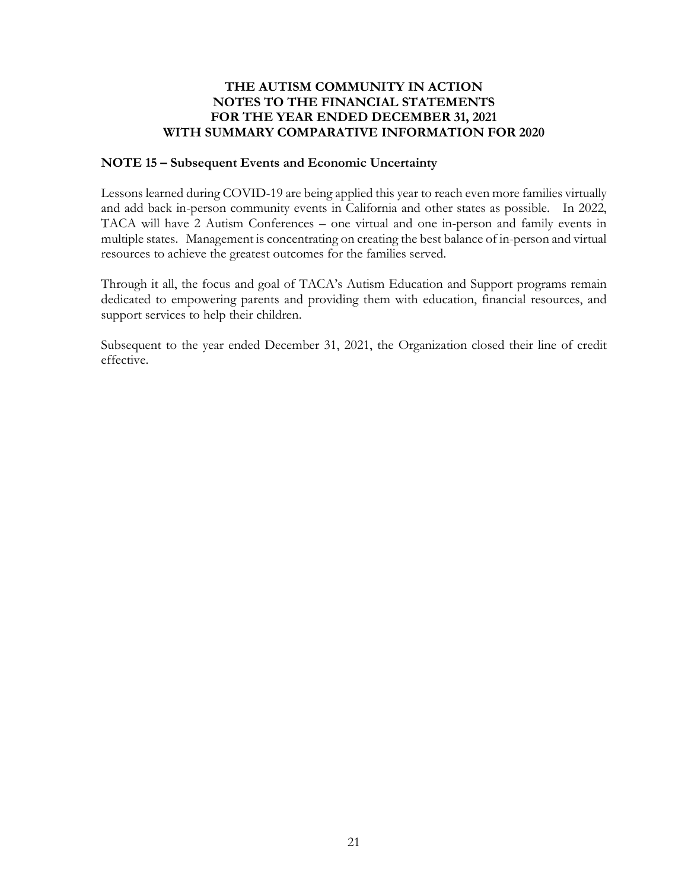# THE AUTISM COMMUNITY IN ACTION
# NOTES TO THE FINANCIAL STATEMENTS
# FOR THE YEAR ENDED DECEMBER 31, 2021
# WITH SUMMARY COMPARATIVE INFORMATION FOR 2020

## NOTE 15 – Subsequent Events and Economic Uncertainty

Lessons learned during COVID-19 are being applied this year to reach even more families virtually and add back in-person community events in California and other states as possible. In 2022, TACA will have 2 Autism Conferences – one virtual and one in-person and family events in multiple states. Management is concentrating on creating the best balance of in-person and virtual resources to achieve the greatest outcomes for the families served.

Through it all, the focus and goal of TACA's Autism Education and Support programs remain dedicated to empowering parents and providing them with education, financial resources, and support services to help their children.

Subsequent to the year ended December 31, 2021, the Organization closed their line of credit effective.